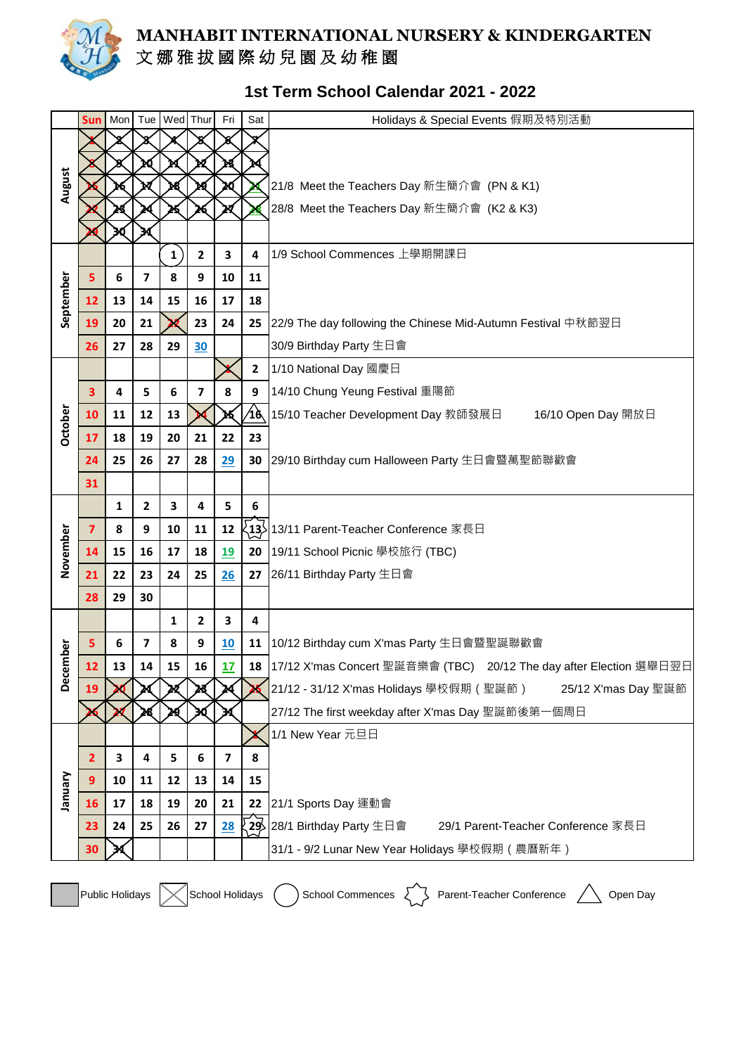# MANHABIT INTERNATIONAL NURSERY & KINDERGARTEN
# 文娜雅拔國際幼兒園及幼稚園

## 1st Term School Calendar 2021 - 2022

| | Sun | Mon | Tue | Wed | Thur | Fri | Sat | Holidays & Special Events 假期及特別活動 |
|---|---|---|---|---|---|---|---|---|
| August | 1 | 2 | 3 | 4 | 5 | 6 | 7 | |
| | 8 | 9 | 10 | 11 | 12 | 13 | 14 | |
| | 15 | 16 | 17 | 18 | 19 | 20 | 21 | 21/8 Meet the Teachers Day 新生簡介會 (PN & K1) |
| | 22 | 23 | 24 | 25 | 26 | 27 | 28 | 28/8 Meet the Teachers Day 新生簡介會 (K2 & K3) |
| | 29 | 30 | 31 | | | | | |
| September | | | | 1 | 2 | 3 | 4 | 1/9 School Commences 上學期開課日 |
| | 5 | 6 | 7 | 8 | 9 | 10 | 11 | |
| | 12 | 13 | 14 | 15 | 16 | 17 | 18 | |
| | 19 | 20 | 21 | 22 | 23 | 24 | 25 | 22/9 The day following the Chinese Mid-Autumn Festival 中秋節翌日 |
| | 26 | 27 | 28 | 29 | 30 | | | 30/9 Birthday Party 生日會 |
| October | | | | | | 1 | 2 | 1/10 National Day 國慶日 |
| | 3 | 4 | 5 | 6 | 7 | 8 | 9 | 14/10 Chung Yeung Festival 重陽節 |
| | 10 | 11 | 12 | 13 | 14 | 15 | 16 | 15/10 Teacher Development Day 教師發展日　　16/10 Open Day 開放日 |
| | 17 | 18 | 19 | 20 | 21 | 22 | 23 | |
| | 24 | 25 | 26 | 27 | 28 | 29 | 30 | 29/10 Birthday cum Halloween Party 生日會暨萬聖節聯歡會 |
| | 31 | | | | | | | |
| November | | 1 | 2 | 3 | 4 | 5 | 6 | |
| | 7 | 8 | 9 | 10 | 11 | 12 | 13 | 13/11 Parent-Teacher Conference 家長日 |
| | 14 | 15 | 16 | 17 | 18 | 19 | 20 | 19/11 School Picnic 學校旅行 (TBC) |
| | 21 | 22 | 23 | 24 | 25 | 26 | 27 | 26/11 Birthday Party 生日會 |
| | 28 | 29 | 30 | | | | | |
| December | | | | 1 | 2 | 3 | 4 | |
| | 5 | 6 | 7 | 8 | 9 | 10 | 11 | 10/12 Birthday cum X'mas Party 生日會暨聖誕聯歡會 |
| | 12 | 13 | 14 | 15 | 16 | 17 | 18 | 17/12 X'mas Concert 聖誕音樂會 (TBC)　20/12 The day after Election 選舉日翌日 |
| | 19 | 20 | 21 | 22 | 23 | 24 | 25 | 21/12 - 31/12 X'mas Holidays 學校假期（聖誕節）　25/12 X'mas Day 聖誕節 |
| | 26 | 27 | 28 | 29 | 30 | 31 | | 27/12 The first weekday after X'mas Day 聖誕節後第一個周日 |
| January | | | | | | | 1 | 1/1 New Year 元旦日 |
| | 2 | 3 | 4 | 5 | 6 | 7 | 8 | |
| | 9 | 10 | 11 | 12 | 13 | 14 | 15 | |
| | 16 | 17 | 18 | 19 | 20 | 21 | 22 | 21/1 Sports Day 運動會 |
| | 23 | 24 | 25 | 26 | 27 | 28 | 29 | 28/1 Birthday Party 生日會　　29/1 Parent-Teacher Conference 家長日 |
| | 30 | 31 | | | | | | 31/1 - 9/2 Lunar New Year Holidays 學校假期（農曆新年） |

Public Holidays　School Holidays　School Commences　Parent-Teacher Conference　Open Day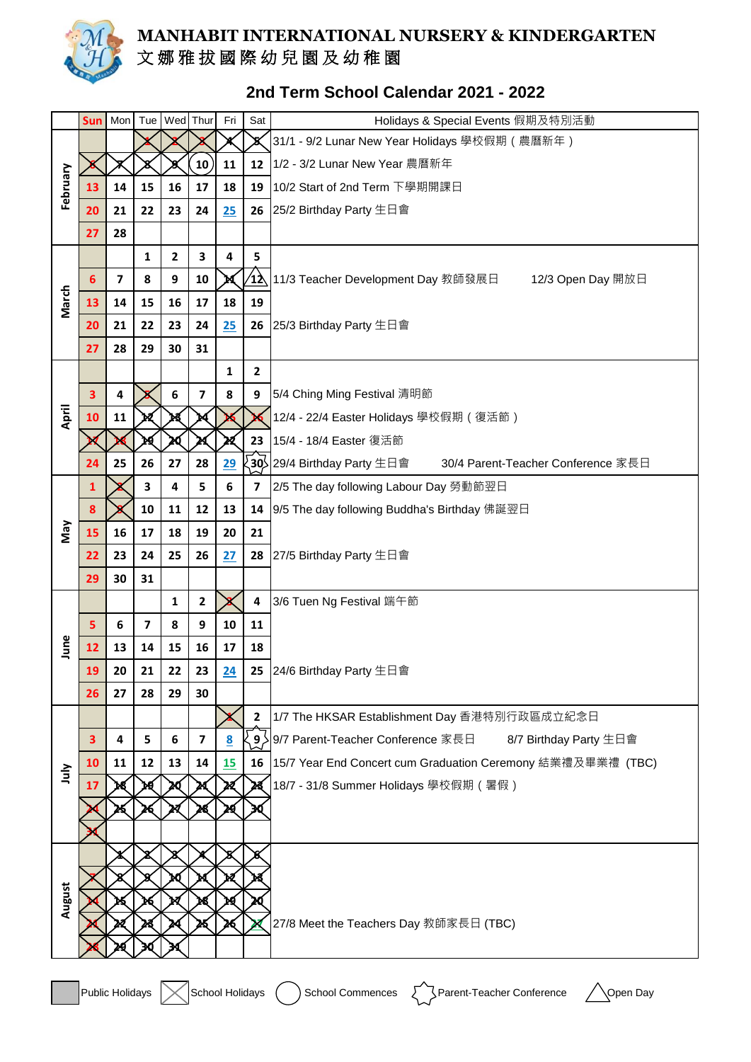# MANHABIT INTERNATIONAL NURSERY & KINDERGARTEN
# 文娜雅拔國際幼兒園及幼稚園

## 2nd Term School Calendar 2021 - 2022

| | Sun | Mon | Tue | Wed | Thur | Fri | Sat | Holidays & Special Events 假期及特別活動 |
|---|---|---|---|---|---|---|---|---|
| February | | | 1 | 2 | 3 | 4 | 5 | 31/1 - 9/2 Lunar New Year Holidays 學校假期（農曆新年） |
| | 6 | 7 | 8 | 9 | 10 | 11 | 12 | 1/2 - 3/2 Lunar New Year 農曆新年 |
| | 13 | 14 | 15 | 16 | 17 | 18 | 19 | 10/2 Start of 2nd Term 下學期開課日 |
| | 20 | 21 | 22 | 23 | 24 | 25 | 26 | 25/2 Birthday Party 生日會 |
| | 27 | 28 | | | | | | |
| March | | | 1 | 2 | 3 | 4 | 5 | |
| | 6 | 7 | 8 | 9 | 10 | 11 | 12 | 11/3 Teacher Development Day 教師發展日　12/3 Open Day 開放日 |
| | 13 | 14 | 15 | 16 | 17 | 18 | 19 | |
| | 20 | 21 | 22 | 23 | 24 | 25 | 26 | 25/3 Birthday Party 生日會 |
| | 27 | 28 | 29 | 30 | 31 | | | |
| April | | | | | | 1 | 2 | |
| | 3 | 4 | 5 | 6 | 7 | 8 | 9 | 5/4 Ching Ming Festival 清明節 |
| | 10 | 11 | 12 | 13 | 14 | 15 | 16 | 12/4 - 22/4 Easter Holidays 學校假期（復活節） |
| | 17 | 18 | 19 | 20 | 21 | 22 | 23 | 15/4 - 18/4 Easter 復活節 |
| | 24 | 25 | 26 | 27 | 28 | 29 | 30 | 29/4 Birthday Party 生日會　30/4 Parent-Teacher Conference 家長日 |
| May | 1 | 2 | 3 | 4 | 5 | 6 | 7 | 2/5 The day following Labour Day 勞動節翌日 |
| | 8 | 9 | 10 | 11 | 12 | 13 | 14 | 9/5 The day following Buddha's Birthday 佛誕翌日 |
| | 15 | 16 | 17 | 18 | 19 | 20 | 21 | |
| | 22 | 23 | 24 | 25 | 26 | 27 | 28 | 27/5 Birthday Party 生日會 |
| | 29 | 30 | 31 | | | | | |
| June | | | | 1 | 2 | 3 | 4 | 3/6 Tuen Ng Festival 端午節 |
| | 5 | 6 | 7 | 8 | 9 | 10 | 11 | |
| | 12 | 13 | 14 | 15 | 16 | 17 | 18 | |
| | 19 | 20 | 21 | 22 | 23 | 24 | 25 | 24/6 Birthday Party 生日會 |
| | 26 | 27 | 28 | 29 | 30 | | | |
| July | | | | | | 1 | 2 | 1/7 The HKSAR Establishment Day 香港特別行政區成立紀念日 |
| | 3 | 4 | 5 | 6 | 7 | 8 | 9 | 9/7 Parent-Teacher Conference 家長日　8/7 Birthday Party 生日會 |
| | 10 | 11 | 12 | 13 | 14 | 15 | 16 | 15/7 Year End Concert cum Graduation Ceremony 結業禮及畢業禮 (TBC) |
| | 17 | 18 | 19 | 20 | 21 | 22 | 23 | 18/7 - 31/8 Summer Holidays 學校假期（暑假） |
| | 24 | 25 | 26 | 27 | 28 | 29 | 30 | |
| | 31 | | | | | | | |
| August | | 1 | 2 | 3 | 4 | 5 | 6 | |
| | 7 | 8 | 9 | 10 | 11 | 12 | 13 | |
| | 14 | 15 | 16 | 17 | 18 | 19 | 20 | |
| | 21 | 22 | 23 | 24 | 25 | 26 | 27 | 27/8 Meet the Teachers Day 教師家長日 (TBC) |
| | 28 | 29 | 30 | 31 | | | | |

Public Holidays　School Holidays　School Commences　Parent-Teacher Conference　Open Day